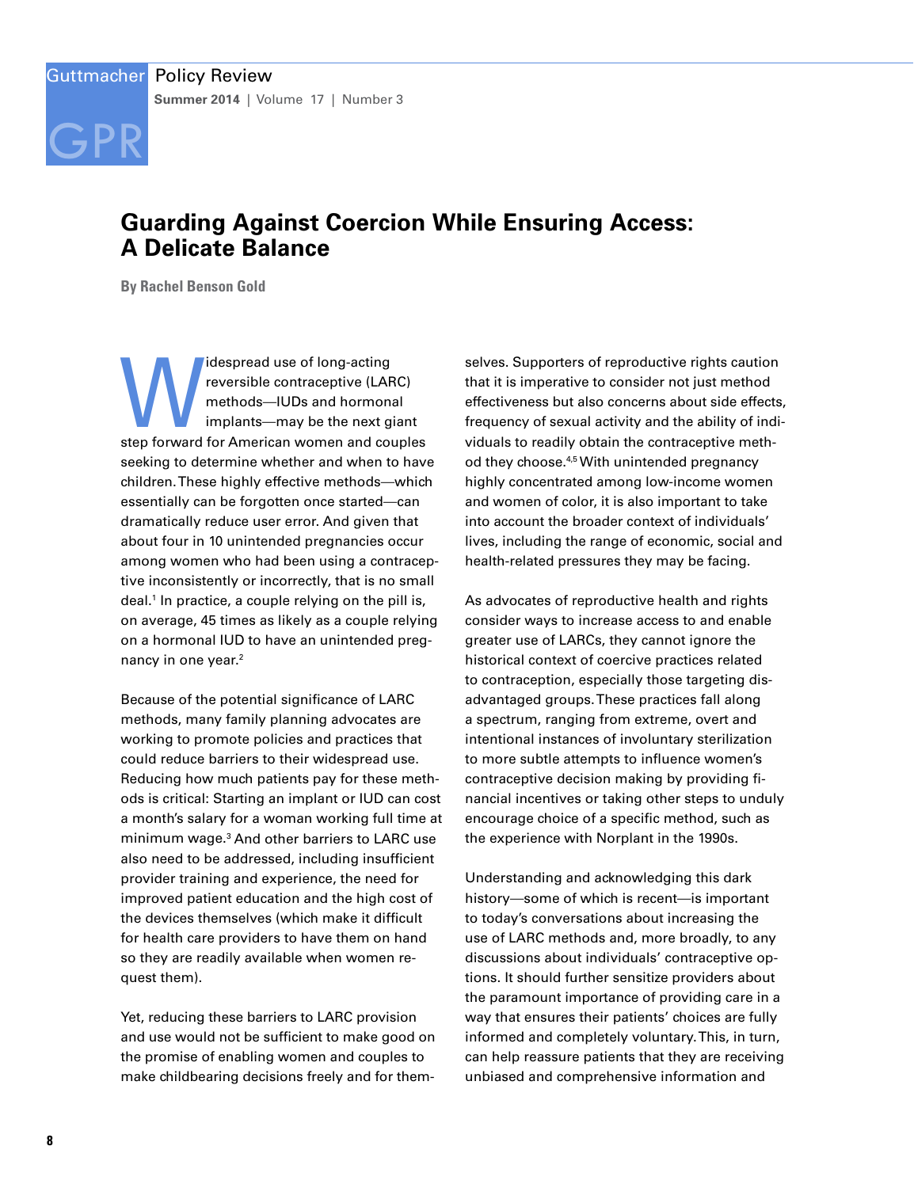# Guarding Against Coercion While Ensuring Access: A Delicate Balance

**By Rachel Benson Gold**

Widespread use of long-acting reversible contraceptive (LARC) methods—IUDs and hormonal implants—may be the next giant step forward for American women and couples seeking to determine whether and when to have children. These highly effective methods—which essentially can be forgotten once started—can dramatically reduce user error. And given that about four in 10 unintended pregnancies occur among women who had been using a contraceptive inconsistently or incorrectly, that is no small deal.[1] In practice, a couple relying on the pill is, on average, 45 times as likely as a couple relying on a hormonal IUD to have an unintended pregnancy in one year.[2]

Because of the potential significance of LARC methods, many family planning advocates are working to promote policies and practices that could reduce barriers to their widespread use. Reducing how much patients pay for these methods is critical: Starting an implant or IUD can cost a month's salary for a woman working full time at minimum wage.[3] And other barriers to LARC use also need to be addressed, including insufficient provider training and experience, the need for improved patient education and the high cost of the devices themselves (which make it difficult for health care providers to have them on hand so they are readily available when women request them).

Yet, reducing these barriers to LARC provision and use would not be sufficient to make good on the promise of enabling women and couples to make childbearing decisions freely and for themselves. Supporters of reproductive rights caution that it is imperative to consider not just method effectiveness but also concerns about side effects, frequency of sexual activity and the ability of individuals to readily obtain the contraceptive method they choose.[4,5] With unintended pregnancy highly concentrated among low-income women and women of color, it is also important to take into account the broader context of individuals' lives, including the range of economic, social and health-related pressures they may be facing.

As advocates of reproductive health and rights consider ways to increase access to and enable greater use of LARCs, they cannot ignore the historical context of coercive practices related to contraception, especially those targeting disadvantaged groups. These practices fall along a spectrum, ranging from extreme, overt and intentional instances of involuntary sterilization to more subtle attempts to influence women's contraceptive decision making by providing financial incentives or taking other steps to unduly encourage choice of a specific method, such as the experience with Norplant in the 1990s.

Understanding and acknowledging this dark history—some of which is recent—is important to today's conversations about increasing the use of LARC methods and, more broadly, to any discussions about individuals' contraceptive options. It should further sensitize providers about the paramount importance of providing care in a way that ensures their patients' choices are fully informed and completely voluntary. This, in turn, can help reassure patients that they are receiving unbiased and comprehensive information and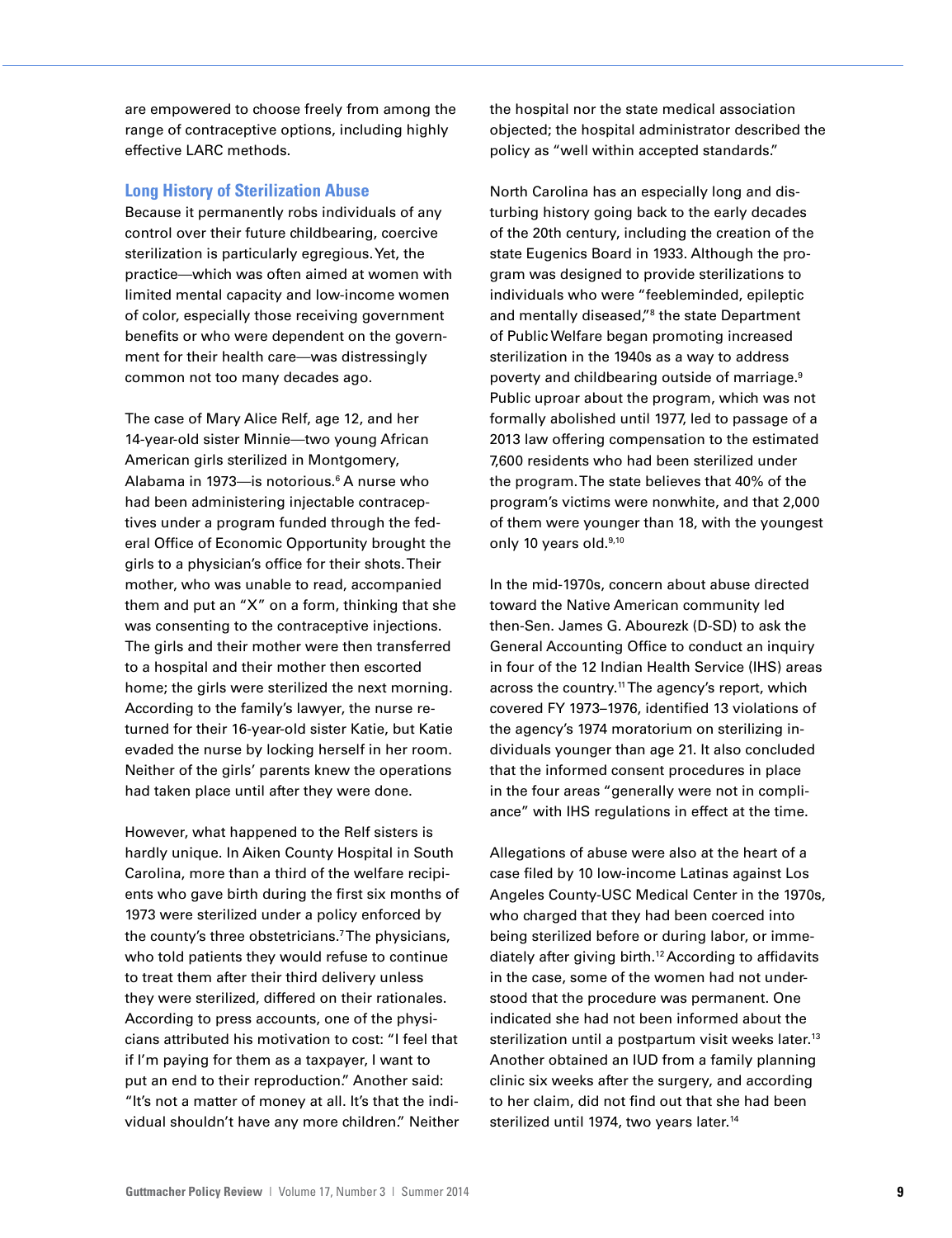are empowered to choose freely from among the range of contraceptive options, including highly effective LARC methods.

## Long History of Sterilization Abuse

Because it permanently robs individuals of any control over their future childbearing, coercive sterilization is particularly egregious. Yet, the practice—which was often aimed at women with limited mental capacity and low-income women of color, especially those receiving government benefits or who were dependent on the government for their health care—was distressingly common not too many decades ago.

The case of Mary Alice Relf, age 12, and her 14-year-old sister Minnie—two young African American girls sterilized in Montgomery, Alabama in 1973—is notorious.[6] A nurse who had been administering injectable contraceptives under a program funded through the federal Office of Economic Opportunity brought the girls to a physician's office for their shots. Their mother, who was unable to read, accompanied them and put an "X" on a form, thinking that she was consenting to the contraceptive injections. The girls and their mother were then transferred to a hospital and their mother then escorted home; the girls were sterilized the next morning. According to the family's lawyer, the nurse returned for their 16-year-old sister Katie, but Katie evaded the nurse by locking herself in her room. Neither of the girls' parents knew the operations had taken place until after they were done.

However, what happened to the Relf sisters is hardly unique. In Aiken County Hospital in South Carolina, more than a third of the welfare recipients who gave birth during the first six months of 1973 were sterilized under a policy enforced by the county's three obstetricians.[7] The physicians, who told patients they would refuse to continue to treat them after their third delivery unless they were sterilized, differed on their rationales. According to press accounts, one of the physicians attributed his motivation to cost: "I feel that if I'm paying for them as a taxpayer, I want to put an end to their reproduction." Another said: "It's not a matter of money at all. It's that the individual shouldn't have any more children." Neither the hospital nor the state medical association objected; the hospital administrator described the policy as "well within accepted standards."

North Carolina has an especially long and disturbing history going back to the early decades of the 20th century, including the creation of the state Eugenics Board in 1933. Although the program was designed to provide sterilizations to individuals who were "feebleminded, epileptic and mentally diseased,"[8] the state Department of Public Welfare began promoting increased sterilization in the 1940s as a way to address poverty and childbearing outside of marriage.[9] Public uproar about the program, which was not formally abolished until 1977, led to passage of a 2013 law offering compensation to the estimated 7,600 residents who had been sterilized under the program. The state believes that 40% of the program's victims were nonwhite, and that 2,000 of them were younger than 18, with the youngest only 10 years old.[9,10]

In the mid-1970s, concern about abuse directed toward the Native American community led then-Sen. James G. Abourezk (D-SD) to ask the General Accounting Office to conduct an inquiry in four of the 12 Indian Health Service (IHS) areas across the country.[11] The agency's report, which covered FY 1973–1976, identified 13 violations of the agency's 1974 moratorium on sterilizing individuals younger than age 21. It also concluded that the informed consent procedures in place in the four areas "generally were not in compliance" with IHS regulations in effect at the time.

Allegations of abuse were also at the heart of a case filed by 10 low-income Latinas against Los Angeles County-USC Medical Center in the 1970s, who charged that they had been coerced into being sterilized before or during labor, or immediately after giving birth.[12] According to affidavits in the case, some of the women had not understood that the procedure was permanent. One indicated she had not been informed about the sterilization until a postpartum visit weeks later.[13] Another obtained an IUD from a family planning clinic six weeks after the surgery, and according to her claim, did not find out that she had been sterilized until 1974, two years later.[14]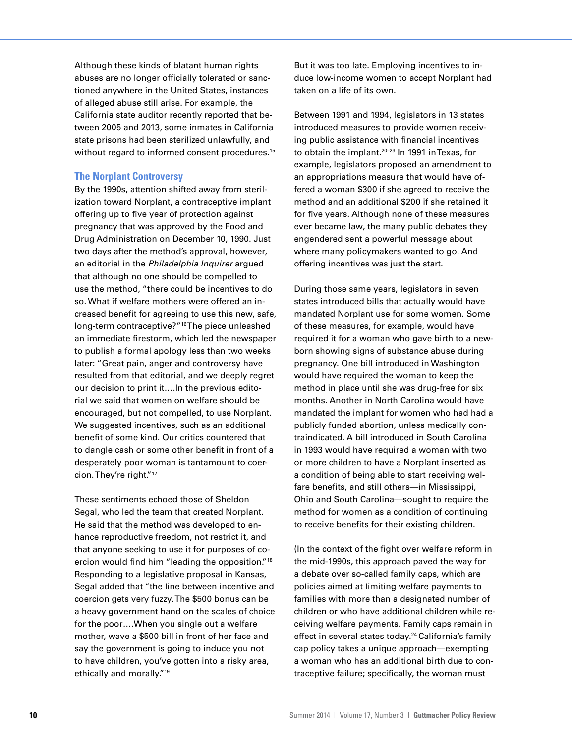Although these kinds of blatant human rights abuses are no longer officially tolerated or sanctioned anywhere in the United States, instances of alleged abuse still arise. For example, the California state auditor recently reported that between 2005 and 2013, some inmates in California state prisons had been sterilized unlawfully, and without regard to informed consent procedures.[15]

## The Norplant Controversy

By the 1990s, attention shifted away from sterilization toward Norplant, a contraceptive implant offering up to five year of protection against pregnancy that was approved by the Food and Drug Administration on December 10, 1990. Just two days after the method's approval, however, an editorial in the *Philadelphia Inquirer* argued that although no one should be compelled to use the method, "there could be incentives to do so. What if welfare mothers were offered an increased benefit for agreeing to use this new, safe, long-term contraceptive?"[16] The piece unleashed an immediate firestorm, which led the newspaper to publish a formal apology less than two weeks later: "Great pain, anger and controversy have resulted from that editorial, and we deeply regret our decision to print it….In the previous editorial we said that women on welfare should be encouraged, but not compelled, to use Norplant. We suggested incentives, such as an additional benefit of some kind. Our critics countered that to dangle cash or some other benefit in front of a desperately poor woman is tantamount to coercion. They're right."[17]

These sentiments echoed those of Sheldon Segal, who led the team that created Norplant. He said that the method was developed to enhance reproductive freedom, not restrict it, and that anyone seeking to use it for purposes of coercion would find him "leading the opposition."[18] Responding to a legislative proposal in Kansas, Segal added that "the line between incentive and coercion gets very fuzzy. The $500 bonus can be a heavy government hand on the scales of choice for the poor….When you single out a welfare mother, wave a $500 bill in front of her face and say the government is going to induce you not to have children, you've gotten into a risky area, ethically and morally."[19]

But it was too late. Employing incentives to induce low-income women to accept Norplant had taken on a life of its own.

Between 1991 and 1994, legislators in 13 states introduced measures to provide women receiving public assistance with financial incentives to obtain the implant.[20–23] In 1991 in Texas, for example, legislators proposed an amendment to an appropriations measure that would have offered a woman $300 if she agreed to receive the method and an additional $200 if she retained it for five years. Although none of these measures ever became law, the many public debates they engendered sent a powerful message about where many policymakers wanted to go. And offering incentives was just the start.

During those same years, legislators in seven states introduced bills that actually would have mandated Norplant use for some women. Some of these measures, for example, would have required it for a woman who gave birth to a newborn showing signs of substance abuse during pregnancy. One bill introduced in Washington would have required the woman to keep the method in place until she was drug-free for six months. Another in North Carolina would have mandated the implant for women who had had a publicly funded abortion, unless medically contraindicated. A bill introduced in South Carolina in 1993 would have required a woman with two or more children to have a Norplant inserted as a condition of being able to start receiving welfare benefits, and still others—in Mississippi, Ohio and South Carolina—sought to require the method for women as a condition of continuing to receive benefits for their existing children.

(In the context of the fight over welfare reform in the mid-1990s, this approach paved the way for a debate over so-called family caps, which are policies aimed at limiting welfare payments to families with more than a designated number of children or who have additional children while receiving welfare payments. Family caps remain in effect in several states today.[24] California's family cap policy takes a unique approach—exempting a woman who has an additional birth due to contraceptive failure; specifically, the woman must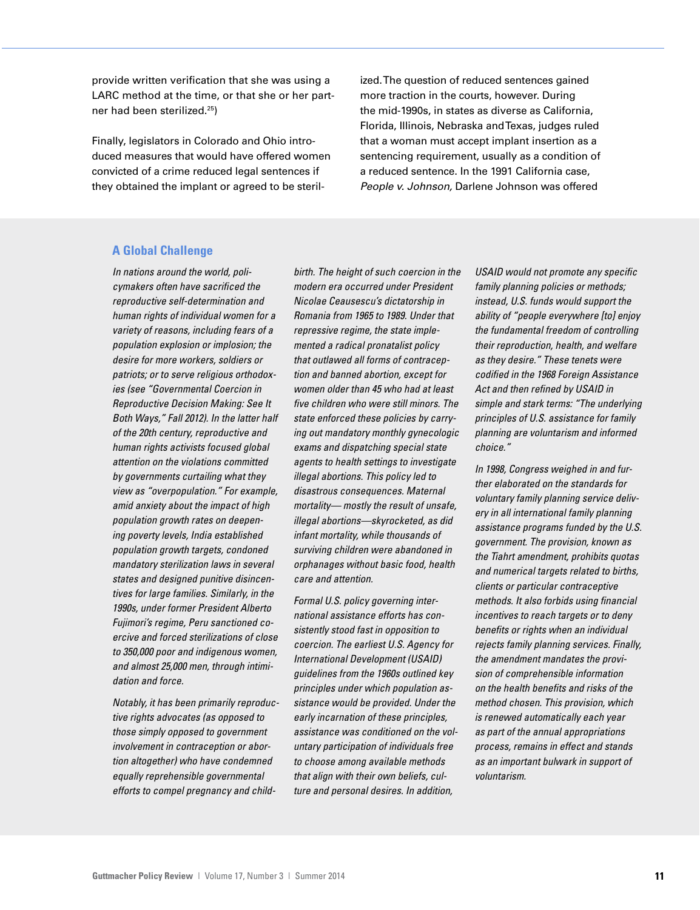provide written verification that she was using a LARC method at the time, or that she or her partner had been sterilized.[25])

Finally, legislators in Colorado and Ohio introduced measures that would have offered women convicted of a crime reduced legal sentences if they obtained the implant or agreed to be sterilized. The question of reduced sentences gained more traction in the courts, however. During the mid-1990s, in states as diverse as California, Florida, Illinois, Nebraska and Texas, judges ruled that a woman must accept implant insertion as a sentencing requirement, usually as a condition of a reduced sentence. In the 1991 California case, *People v. Johnson,* Darlene Johnson was offered

## A Global Challenge

*In nations around the world, policymakers often have sacrificed the reproductive self-determination and human rights of individual women for a variety of reasons, including fears of a population explosion or implosion; the desire for more workers, soldiers or patriots; or to serve religious orthodoxies (see "Governmental Coercion in Reproductive Decision Making: See It Both Ways," Fall 2012). In the latter half of the 20th century, reproductive and human rights activists focused global attention on the violations committed by governments curtailing what they view as "overpopulation." For example, amid anxiety about the impact of high population growth rates on deepening poverty levels, India established population growth targets, condoned mandatory sterilization laws in several states and designed punitive disincentives for large families. Similarly, in the 1990s, under former President Alberto Fujimori's regime, Peru sanctioned coercive and forced sterilizations of close to 350,000 poor and indigenous women, and almost 25,000 men, through intimidation and force.*

*Notably, it has been primarily reproductive rights advocates (as opposed to those simply opposed to government involvement in contraception or abortion altogether) who have condemned equally reprehensible governmental efforts to compel pregnancy and childbirth. The height of such coercion in the modern era occurred under President Nicolae Ceausescu's dictatorship in Romania from 1965 to 1989. Under that repressive regime, the state implemented a radical pronatalist policy that outlawed all forms of contraception and banned abortion, except for women older than 45 who had at least five children who were still minors. The state enforced these policies by carrying out mandatory monthly gynecologic exams and dispatching special state agents to health settings to investigate illegal abortions. This policy led to disastrous consequences. Maternal mortality—mostly the result of unsafe, illegal abortions—skyrocketed, as did infant mortality, while thousands of surviving children were abandoned in orphanages without basic food, health care and attention.*

*Formal U.S. policy governing international assistance efforts has consistently stood fast in opposition to coercion. The earliest U.S. Agency for International Development (USAID) guidelines from the 1960s outlined key principles under which population assistance would be provided. Under the early incarnation of these principles, assistance was conditioned on the voluntary participation of individuals free to choose among available methods that align with their own beliefs, culture and personal desires. In addition, USAID would not promote any specific family planning policies or methods; instead, U.S. funds would support the ability of "people everywhere [to] enjoy the fundamental freedom of controlling their reproduction, health, and welfare as they desire." These tenets were codified in the 1968 Foreign Assistance Act and then refined by USAID in simple and stark terms: "The underlying principles of U.S. assistance for family planning are voluntarism and informed choice."*

*In 1998, Congress weighed in and further elaborated on the standards for voluntary family planning service delivery in all international family planning assistance programs funded by the U.S. government. The provision, known as the Tiahrt amendment, prohibits quotas and numerical targets related to births, clients or particular contraceptive methods. It also forbids using financial incentives to reach targets or to deny benefits or rights when an individual rejects family planning services. Finally, the amendment mandates the provision of comprehensible information on the health benefits and risks of the method chosen. This provision, which is renewed automatically each year as part of the annual appropriations process, remains in effect and stands as an important bulwark in support of voluntarism.*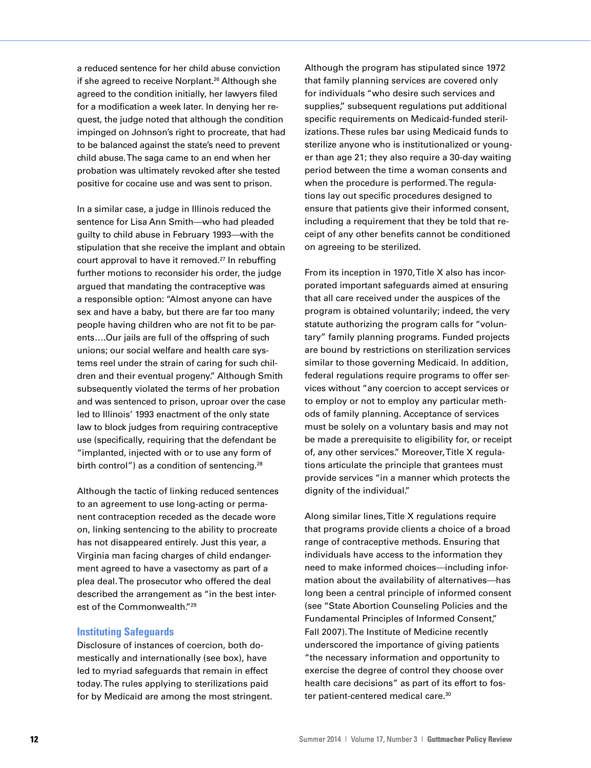a reduced sentence for her child abuse conviction if she agreed to receive Norplant.[26] Although she agreed to the condition initially, her lawyers filed for a modification a week later. In denying her request, the judge noted that although the condition impinged on Johnson's right to procreate, that had to be balanced against the state's need to prevent child abuse. The saga came to an end when her probation was ultimately revoked after she tested positive for cocaine use and was sent to prison.

In a similar case, a judge in Illinois reduced the sentence for Lisa Ann Smith—who had pleaded guilty to child abuse in February 1993—with the stipulation that she receive the implant and obtain court approval to have it removed.[27] In rebuffing further motions to reconsider his order, the judge argued that mandating the contraceptive was a responsible option: "Almost anyone can have sex and have a baby, but there are far too many people having children who are not fit to be parents….Our jails are full of the offspring of such unions; our social welfare and health care systems reel under the strain of caring for such children and their eventual progeny." Although Smith subsequently violated the terms of her probation and was sentenced to prison, uproar over the case led to Illinois' 1993 enactment of the only state law to block judges from requiring contraceptive use (specifically, requiring that the defendant be "implanted, injected with or to use any form of birth control") as a condition of sentencing.[28]

Although the tactic of linking reduced sentences to an agreement to use long-acting or permanent contraception receded as the decade wore on, linking sentencing to the ability to procreate has not disappeared entirely. Just this year, a Virginia man facing charges of child endangerment agreed to have a vasectomy as part of a plea deal. The prosecutor who offered the deal described the arrangement as "in the best interest of the Commonwealth."[29]

## Instituting Safeguards

Disclosure of instances of coercion, both domestically and internationally (see box), have led to myriad safeguards that remain in effect today. The rules applying to sterilizations paid for by Medicaid are among the most stringent. Although the program has stipulated since 1972 that family planning services are covered only for individuals "who desire such services and supplies," subsequent regulations put additional specific requirements on Medicaid-funded sterilizations. These rules bar using Medicaid funds to sterilize anyone who is institutionalized or younger than age 21; they also require a 30-day waiting period between the time a woman consents and when the procedure is performed. The regulations lay out specific procedures designed to ensure that patients give their informed consent, including a requirement that they be told that receipt of any other benefits cannot be conditioned on agreeing to be sterilized.

From its inception in 1970, Title X also has incorporated important safeguards aimed at ensuring that all care received under the auspices of the program is obtained voluntarily; indeed, the very statute authorizing the program calls for "voluntary" family planning programs. Funded projects are bound by restrictions on sterilization services similar to those governing Medicaid. In addition, federal regulations require programs to offer services without "any coercion to accept services or to employ or not to employ any particular methods of family planning. Acceptance of services must be solely on a voluntary basis and may not be made a prerequisite to eligibility for, or receipt of, any other services." Moreover, Title X regulations articulate the principle that grantees must provide services "in a manner which protects the dignity of the individual."

Along similar lines, Title X regulations require that programs provide clients a choice of a broad range of contraceptive methods. Ensuring that individuals have access to the information they need to make informed choices—including information about the availability of alternatives—has long been a central principle of informed consent (see "State Abortion Counseling Policies and the Fundamental Principles of Informed Consent," Fall 2007). The Institute of Medicine recently underscored the importance of giving patients "the necessary information and opportunity to exercise the degree of control they choose over health care decisions" as part of its effort to foster patient-centered medical care.[30]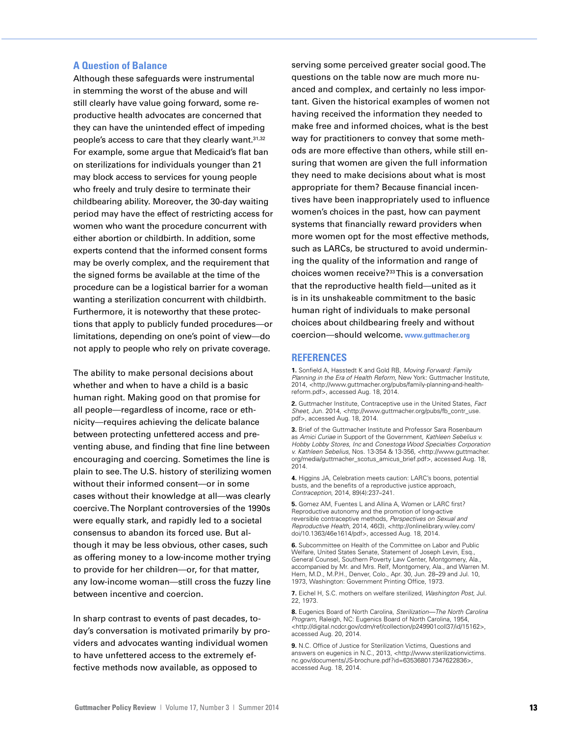## A Question of Balance

Although these safeguards were instrumental in stemming the worst of the abuse and will still clearly have value going forward, some reproductive health advocates are concerned that they can have the unintended effect of impeding people's access to care that they clearly want.[31,32] For example, some argue that Medicaid's flat ban on sterilizations for individuals younger than 21 may block access to services for young people who freely and truly desire to terminate their childbearing ability. Moreover, the 30-day waiting period may have the effect of restricting access for women who want the procedure concurrent with either abortion or childbirth. In addition, some experts contend that the informed consent forms may be overly complex, and the requirement that the signed forms be available at the time of the procedure can be a logistical barrier for a woman wanting a sterilization concurrent with childbirth. Furthermore, it is noteworthy that these protections that apply to publicly funded procedures—or limitations, depending on one's point of view—do not apply to people who rely on private coverage.

The ability to make personal decisions about whether and when to have a child is a basic human right. Making good on that promise for all people—regardless of income, race or ethnicity—requires achieving the delicate balance between protecting unfettered access and preventing abuse, and finding that fine line between encouraging and coercing. Sometimes the line is plain to see. The U.S. history of sterilizing women without their informed consent—or in some cases without their knowledge at all—was clearly coercive. The Norplant controversies of the 1990s were equally stark, and rapidly led to a societal consensus to abandon its forced use. But although it may be less obvious, other cases, such as offering money to a low-income mother trying to provide for her children—or, for that matter, any low-income woman—still cross the fuzzy line between incentive and coercion.

In sharp contrast to events of past decades, today's conversation is motivated primarily by providers and advocates wanting individual women to have unfettered access to the extremely effective methods now available, as opposed to serving some perceived greater social good. The questions on the table now are much more nuanced and complex, and certainly no less important. Given the historical examples of women not having received the information they needed to make free and informed choices, what is the best way for practitioners to convey that some methods are more effective than others, while still ensuring that women are given the full information they need to make decisions about what is most appropriate for them? Because financial incentives have been inappropriately used to influence women's choices in the past, how can payment systems that financially reward providers when more women opt for the most effective methods, such as LARCs, be structured to avoid undermining the quality of the information and range of choices women receive?[33] This is a conversation that the reproductive health field—united as it is in its unshakeable commitment to the basic human right of individuals to make personal choices about childbearing freely and without coercion—should welcome. **www.guttmacher.org**

## REFERENCES

**1.** Sonfield A, Hasstedt K and Gold RB, *Moving Forward: Family Planning in the Era of Health Reform,* New York: Guttmacher Institute, 2014, <http://www.guttmacher.org/pubs/family-planning-and-health-reform.pdf>, accessed Aug. 18, 2014.

**2.** Guttmacher Institute, Contraceptive use in the United States, *Fact Sheet,* Jun. 2014, <http://www.guttmacher.org/pubs/fb_contr_use.pdf>, accessed Aug. 18, 2014.

**3.** Brief of the Guttmacher Institute and Professor Sara Rosenbaum as *Amici Curiae* in Support of the Government, *Kathleen Sebelius v. Hobby Lobby Stores, Inc* and *Conestoga Wood Specialties Corporation v. Kathleen Sebelius,* Nos. 13-354 & 13-356, <http://www.guttmacher.org/media/guttmacher_scotus_amicus_brief.pdf>, accessed Aug. 18, 2014.

**4.** Higgins JA, Celebration meets caution: LARC's boons, potential busts, and the benefits of a reproductive justice approach, *Contraception,* 2014, 89(4):237–241.

**5.** Gomez AM, Fuentes L and Allina A, Women or LARC first? Reproductive autonomy and the promotion of long-active reversible contraceptive methods, *Perspectives on Sexual and Reproductive Health,* 2014, 46(3), <http://onlinelibrary.wiley.com/doi/10.1363/46e1614/pdf>, accessed Aug. 18, 2014.

**6.** Subcommittee on Health of the Committee on Labor and Public Welfare, United States Senate, Statement of Joseph Levin, Esq., General Counsel, Southern Poverty Law Center, Montgomery, Ala., accompanied by Mr. and Mrs. Relf, Montgomery, Ala., and Warren M. Hern, M.D., M.P.H., Denver, Colo., Apr. 30, Jun. 28–29 and Jul. 10, 1973, Washington: Government Printing Office, 1973.

**7.** Eichel H, S.C. mothers on welfare sterilized, *Washington Post,* Jul. 22, 1973.

**8.** Eugenics Board of North Carolina, *Sterilization—The North Carolina Program,* Raleigh, NC: Eugenics Board of North Carolina, 1954, <http://digital.ncdcr.gov/cdm/ref/collection/p249901coll37/id/15162>, accessed Aug. 20, 2014.

**9.** N.C. Office of Justice for Sterilization Victims, Questions and answers on eugenics in N.C., 2013, <http://www.sterilizationvictims.nc.gov/documents/JS-brochure.pdf?id=635368017347622836>, accessed Aug. 18, 2014.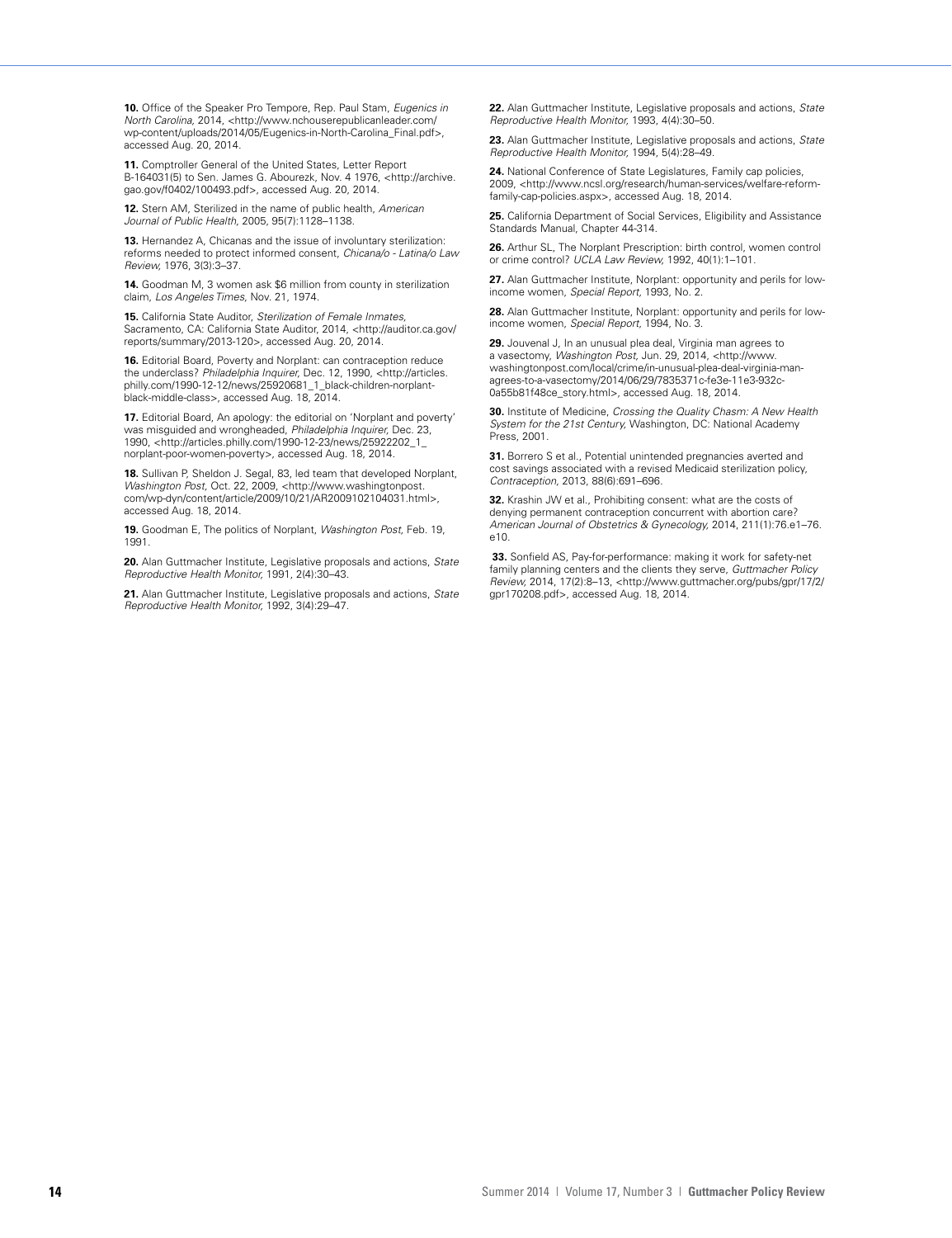**10.** Office of the Speaker Pro Tempore, Rep. Paul Stam, *Eugenics in North Carolina,* 2014, <http://www.nchouserepublicanleader.com/wp-content/uploads/2014/05/Eugenics-in-North-Carolina_Final.pdf>, accessed Aug. 20, 2014.

**11.** Comptroller General of the United States, Letter Report B-164031(5) to Sen. James G. Abourezk, Nov. 4 1976, <http://archive.gao.gov/f0402/100493.pdf>, accessed Aug. 20, 2014.

**12.** Stern AM, Sterilized in the name of public health, *American Journal of Public Health,* 2005, 95(7):1128–1138.

**13.** Hernandez A, Chicanas and the issue of involuntary sterilization: reforms needed to protect informed consent, *Chicana/o - Latina/o Law Review,* 1976, 3(3):3–37.

**14.** Goodman M, 3 women ask $6 million from county in sterilization claim, *Los Angeles Times,* Nov. 21, 1974.

**15.** California State Auditor, *Sterilization of Female Inmates,* Sacramento, CA: California State Auditor, 2014, <http://auditor.ca.gov/reports/summary/2013-120>, accessed Aug. 20, 2014.

**16.** Editorial Board, Poverty and Norplant: can contraception reduce the underclass? *Philadelphia Inquirer,* Dec. 12, 1990, <http://articles.philly.com/1990-12-12/news/25920681_1_black-children-norplant-black-middle-class>, accessed Aug. 18, 2014.

**17.** Editorial Board, An apology: the editorial on 'Norplant and poverty' was misguided and wrongheaded, *Philadelphia Inquirer,* Dec. 23, 1990, <http://articles.philly.com/1990-12-23/news/25922202_1_norplant-poor-women-poverty>, accessed Aug. 18, 2014.

**18.** Sullivan P, Sheldon J. Segal, 83, led team that developed Norplant, *Washington Post,* Oct. 22, 2009, <http://www.washingtonpost.com/wp-dyn/content/article/2009/10/21/AR2009102104031.html>, accessed Aug. 18, 2014.

**19.** Goodman E, The politics of Norplant, *Washington Post,* Feb. 19, 1991.

**20.** Alan Guttmacher Institute, Legislative proposals and actions, *State Reproductive Health Monitor,* 1991, 2(4):30–43.

**21.** Alan Guttmacher Institute, Legislative proposals and actions, *State Reproductive Health Monitor,* 1992, 3(4):29–47.

**22.** Alan Guttmacher Institute, Legislative proposals and actions, *State Reproductive Health Monitor,* 1993, 4(4):30–50.

**23.** Alan Guttmacher Institute, Legislative proposals and actions, *State Reproductive Health Monitor,* 1994, 5(4):28–49.

**24.** National Conference of State Legislatures, Family cap policies, 2009, <http://www.ncsl.org/research/human-services/welfare-reform-family-cap-policies.aspx>, accessed Aug. 18, 2014.

**25.** California Department of Social Services, Eligibility and Assistance Standards Manual, Chapter 44-314.

**26.** Arthur SL, The Norplant Prescription: birth control, women control or crime control? *UCLA Law Review,* 1992, 40(1):1–101.

**27.** Alan Guttmacher Institute, Norplant: opportunity and perils for low-income women, *Special Report,* 1993, No. 2.

**28.** Alan Guttmacher Institute, Norplant: opportunity and perils for low-income women, *Special Report,* 1994, No. 3.

**29.** Jouvenal J, In an unusual plea deal, Virginia man agrees to a vasectomy, *Washington Post,* Jun. 29, 2014, <http://www.washingtonpost.com/local/crime/in-unusual-plea-deal-virginia-man-agrees-to-a-vasectomy/2014/06/29/7835371c-fe3e-11e3-932c-0a55b81f48ce_story.html>, accessed Aug. 18, 2014.

**30.** Institute of Medicine, *Crossing the Quality Chasm: A New Health System for the 21st Century,* Washington, DC: National Academy Press, 2001.

**31.** Borrero S et al., Potential unintended pregnancies averted and cost savings associated with a revised Medicaid sterilization policy, *Contraception,* 2013, 88(6):691–696.

**32.** Krashin JW et al., Prohibiting consent: what are the costs of denying permanent contraception concurrent with abortion care? *American Journal of Obstetrics & Gynecology,* 2014, 211(1):76.e1–76.e10.

**33.** Sonfield AS, Pay-for-performance: making it work for safety-net family planning centers and the clients they serve, *Guttmacher Policy Review,* 2014, 17(2):8–13, <http://www.guttmacher.org/pubs/gpr/17/2/gpr170208.pdf>, accessed Aug. 18, 2014.